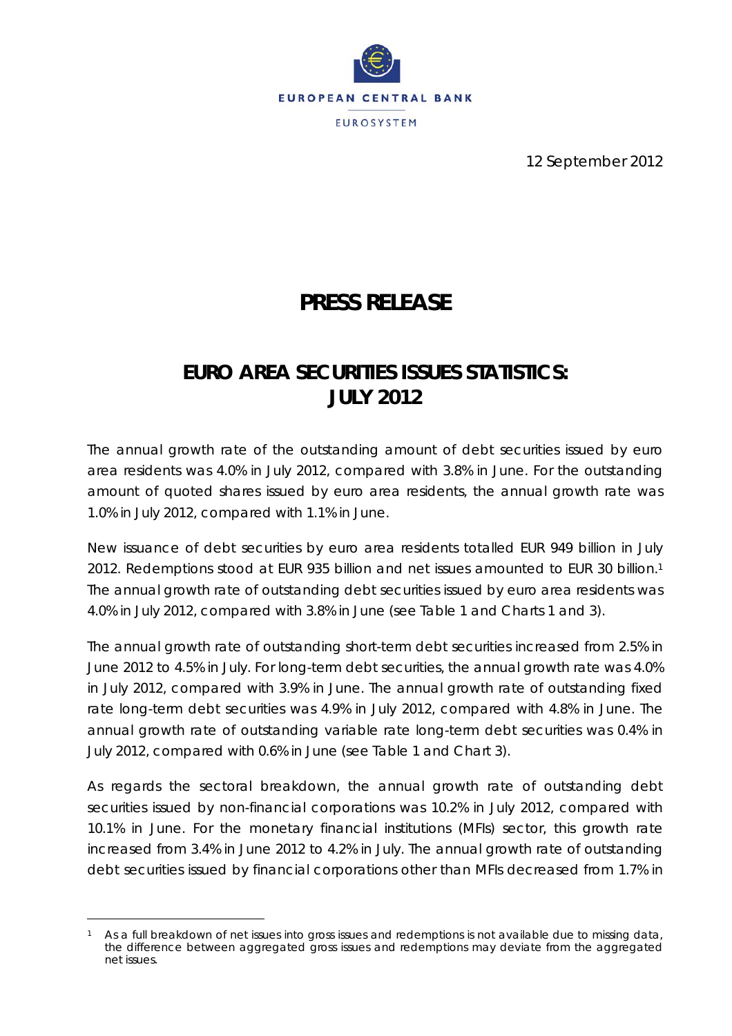EUROPEAN CENTRAL BANK

EUROSYSTEM

12 September 2012

# PRESS RELEASE

## EURO AREA SECURITIES ISSUES STATISTICS: JULY 2012

The annual growth rate of the outstanding amount of debt securities issued by euro area residents was 4.0% in July 2012, compared with 3.8% in June. For the outstanding amount of quoted shares issued by euro area residents, the annual growth rate was 1.0% in July 2012, compared with 1.1% in June.

New issuance of debt securities by euro area residents totalled EUR 949 billion in July 2012. Redemptions stood at EUR 935 billion and net issues amounted to EUR 30 billion.[1] The annual growth rate of outstanding debt securities issued by euro area residents was 4.0% in July 2012, compared with 3.8% in June (see Table 1 and Charts 1 and 3).

The annual growth rate of outstanding short-term debt securities increased from 2.5% in June 2012 to 4.5% in July. For long-term debt securities, the annual growth rate was 4.0% in July 2012, compared with 3.9% in June. The annual growth rate of outstanding fixed rate long-term debt securities was 4.9% in July 2012, compared with 4.8% in June. The annual growth rate of outstanding variable rate long-term debt securities was 0.4% in July 2012, compared with 0.6% in June (see Table 1 and Chart 3).

As regards the sectoral breakdown, the annual growth rate of outstanding debt securities issued by non-financial corporations was 10.2% in July 2012, compared with 10.1% in June. For the monetary financial institutions (MFIs) sector, this growth rate increased from 3.4% in June 2012 to 4.2% in July. The annual growth rate of outstanding debt securities issued by financial corporations other than MFIs decreased from 1.7% in

[1] As a full breakdown of net issues into gross issues and redemptions is not available due to missing data, the difference between aggregated gross issues and redemptions may deviate from the aggregated net issues.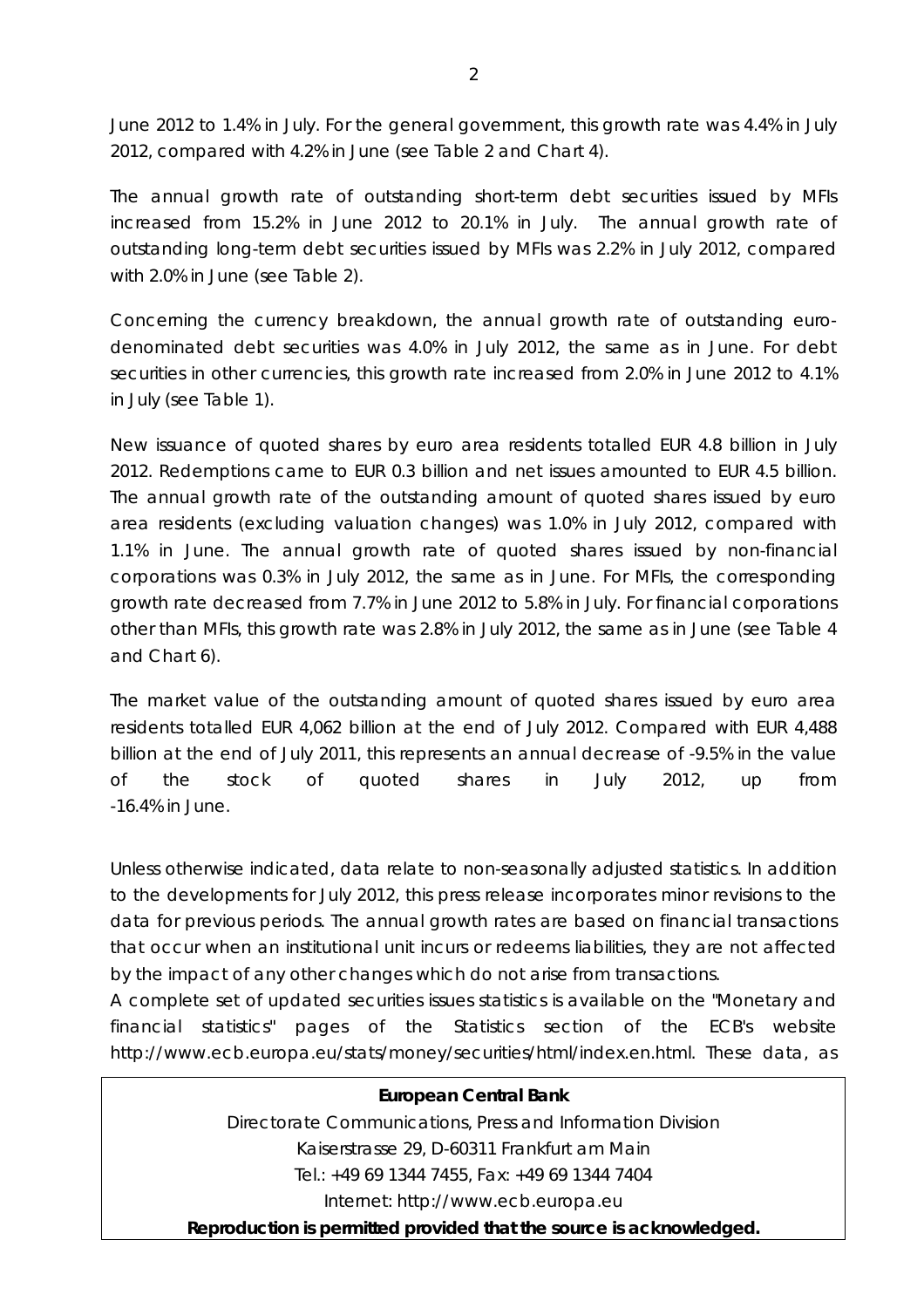June 2012 to 1.4% in July. For the general government, this growth rate was 4.4% in July 2012, compared with 4.2% in June (see Table 2 and Chart 4).

The annual growth rate of outstanding short-term debt securities issued by MFIs increased from 15.2% in June 2012 to 20.1% in July. The annual growth rate of outstanding long-term debt securities issued by MFIs was 2.2% in July 2012, compared with 2.0% in June (see Table 2).

Concerning the currency breakdown, the annual growth rate of outstanding euro-denominated debt securities was 4.0% in July 2012, the same as in June. For debt securities in other currencies, this growth rate increased from 2.0% in June 2012 to 4.1% in July (see Table 1).

New issuance of quoted shares by euro area residents totalled EUR 4.8 billion in July 2012. Redemptions came to EUR 0.3 billion and net issues amounted to EUR 4.5 billion. The annual growth rate of the outstanding amount of quoted shares issued by euro area residents (excluding valuation changes) was 1.0% in July 2012, compared with 1.1% in June. The annual growth rate of quoted shares issued by non-financial corporations was 0.3% in July 2012, the same as in June. For MFIs, the corresponding growth rate decreased from 7.7% in June 2012 to 5.8% in July. For financial corporations other than MFIs, this growth rate was 2.8% in July 2012, the same as in June (see Table 4 and Chart 6).

The market value of the outstanding amount of quoted shares issued by euro area residents totalled EUR 4,062 billion at the end of July 2012. Compared with EUR 4,488 billion at the end of July 2011, this represents an annual decrease of -9.5% in the value of the stock of quoted shares in July 2012, up from -16.4% in June.

Unless otherwise indicated, data relate to non-seasonally adjusted statistics. In addition to the developments for July 2012, this press release incorporates minor revisions to the data for previous periods. The annual growth rates are based on financial transactions that occur when an institutional unit incurs or redeems liabilities, they are not affected by the impact of any other changes which do not arise from transactions.
A complete set of updated securities issues statistics is available on the "Monetary and financial statistics" pages of the Statistics section of the ECB's website http://www.ecb.europa.eu/stats/money/securities/html/index.en.html. These data, as

**European Central Bank**
Directorate Communications, Press and Information Division
Kaiserstrasse 29, D-60311 Frankfurt am Main
Tel.: +49 69 1344 7455, Fax: +49 69 1344 7404
Internet: http://www.ecb.europa.eu
**Reproduction is permitted provided that the source is acknowledged.**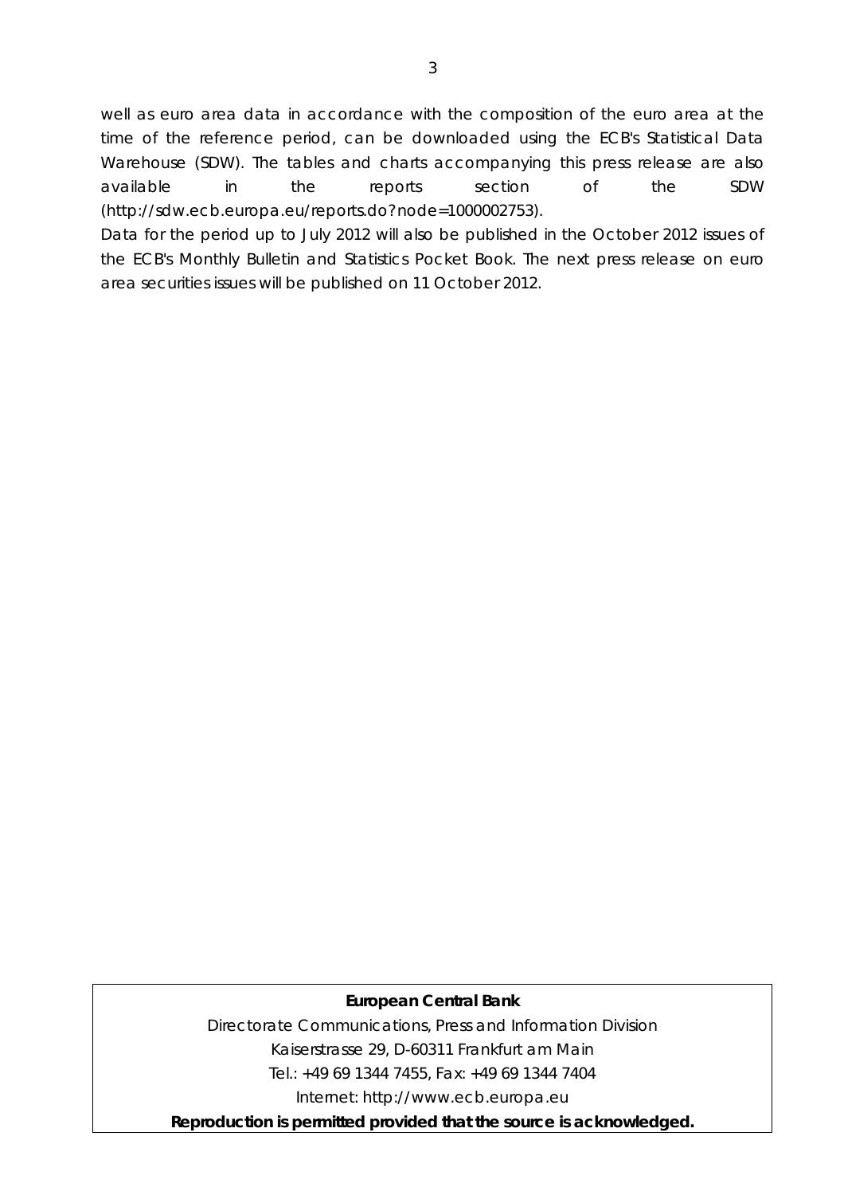well as euro area data in accordance with the composition of the euro area at the time of the reference period, can be downloaded using the ECB's Statistical Data Warehouse (SDW). The tables and charts accompanying this press release are also available in the reports section of the SDW (http://sdw.ecb.europa.eu/reports.do?node=1000002753).

Data for the period up to July 2012 will also be published in the October 2012 issues of the ECB's Monthly Bulletin and Statistics Pocket Book. The next press release on euro area securities issues will be published on 11 October 2012.

**European Central Bank**

Directorate Communications, Press and Information Division

Kaiserstrasse 29, D-60311 Frankfurt am Main

Tel.: +49 69 1344 7455, Fax: +49 69 1344 7404

Internet: http://www.ecb.europa.eu

**Reproduction is permitted provided that the source is acknowledged.**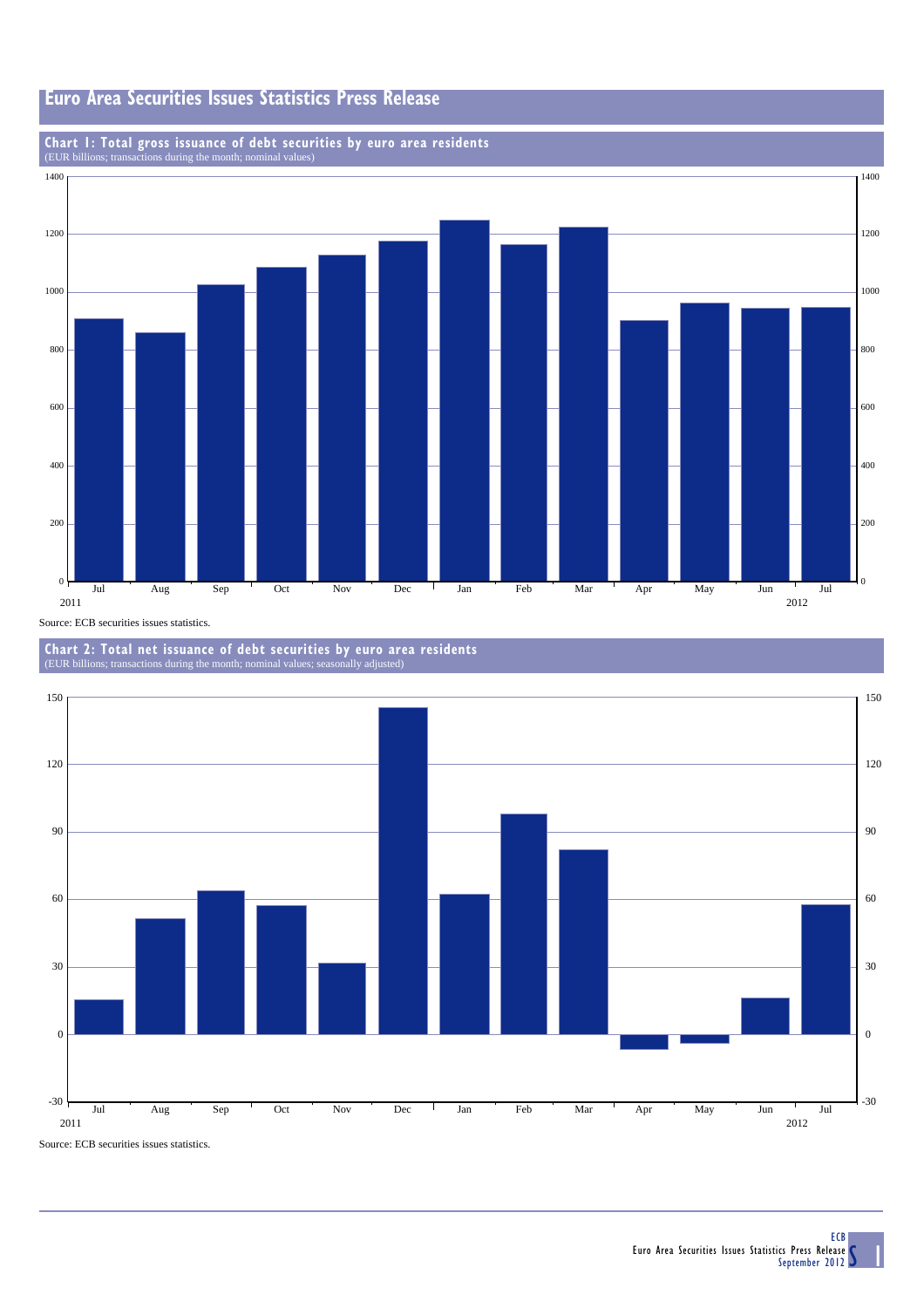# Euro Area Securities Issues Statistics Press Release

## Chart 1: Total gross issuance of debt securities by euro area residents

(EUR billions; transactions during the month; nominal values)

Source: ECB securities issues statistics.

## Chart 2: Total net issuance of debt securities by euro area residents

(EUR billions; transactions during the month; nominal values; seasonally adjusted)

Source: ECB securities issues statistics.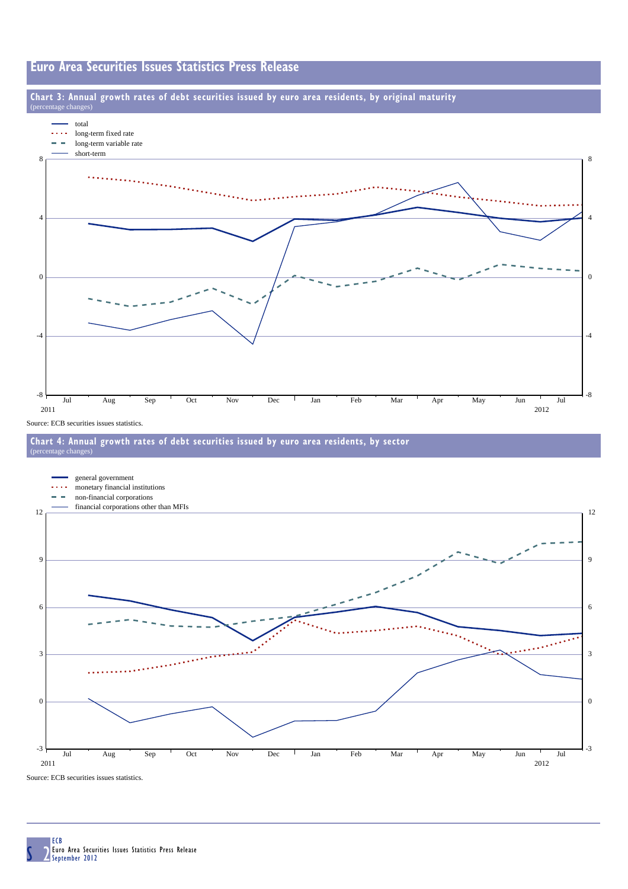## Chart 3: Annual growth rates of debt securities issued by euro area residents, by original maturity

(percentage changes)

- total
- long-term fixed rate
- long-term variable rate
- short-term

Source: ECB securities issues statistics.

## Chart 4: Annual growth rates of debt securities issued by euro area residents, by sector

(percentage changes)

- general government
- monetary financial institutions
- non-financial corporations
- financial corporations other than MFIs

Source: ECB securities issues statistics.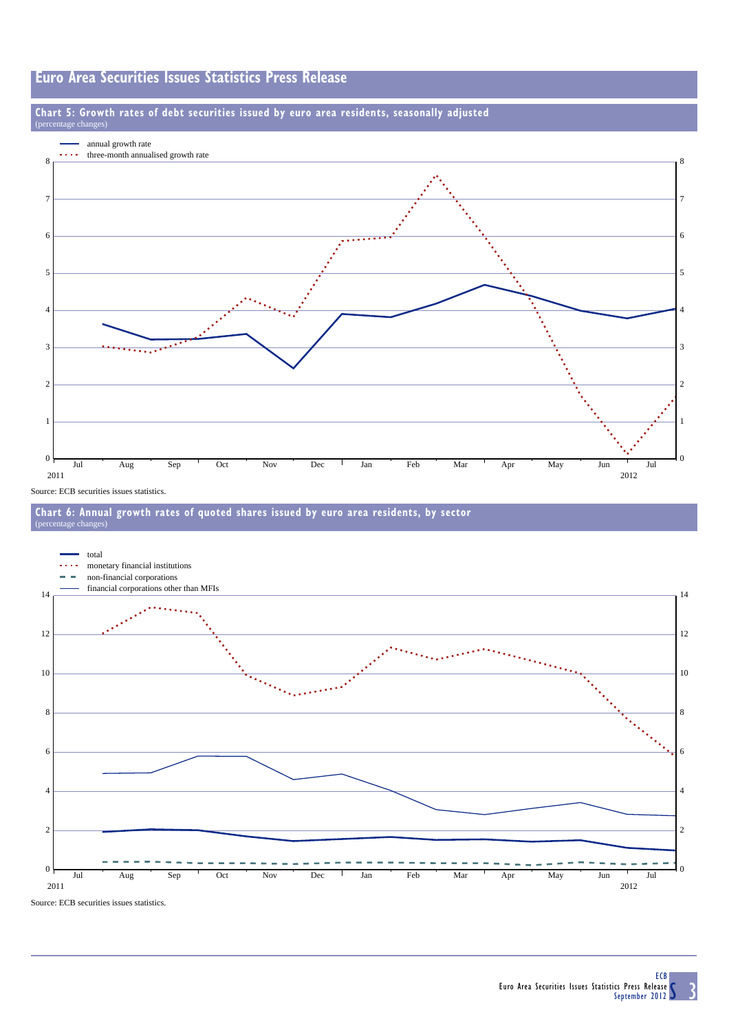## Chart 5: Growth rates of debt securities issued by euro area residents, seasonally adjusted

(percentage changes)

- annual growth rate
- three-month annualised growth rate

Source: ECB securities issues statistics.

## Chart 6: Annual growth rates of quoted shares issued by euro area residents, by sector

(percentage changes)

- total
- monetary financial institutions
- non-financial corporations
- financial corporations other than MFIs

Source: ECB securities issues statistics.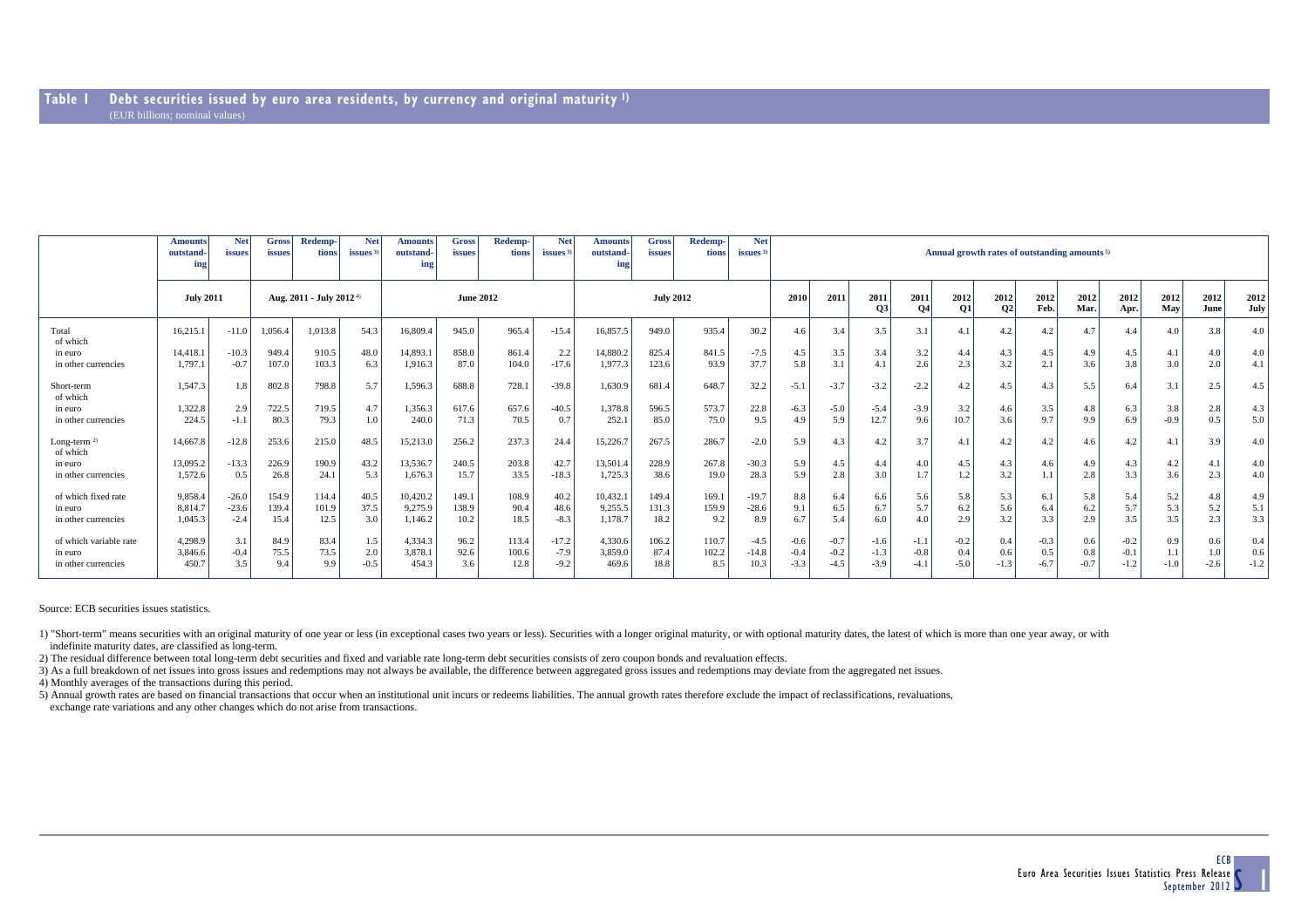## Table 1 Debt securities issued by euro area residents, by currency and original maturity [1]

(EUR billions; nominal values)

| | Amounts outstanding | Net issues | Gross issues | Redemptions | Net issues [3] | Amounts outstanding | Gross issues | Redemptions | Net issues [3] | Amounts outstanding | Gross issues | Redemptions | Net issues [3] | Annual growth rates of outstanding amounts [5] | | | | | | | | | | | |
|---|---|---|---|---|---|---|---|---|---|---|---|---|---|---|---|---|---|---|---|---|---|---|---|---|---|
| | July 2011 | | Aug. 2011 - July 2012 [4] | | | June 2012 | | | | July 2012 | | | | 2010 | 2011 | 2011 Q3 | 2011 Q4 | 2012 Q1 | 2012 Q2 | 2012 Feb. | 2012 Mar. | 2012 Apr. | 2012 May | 2012 June | 2012 July |
| Total | 16,215.1 | -11.0 | 1,056.4 | 1,013.8 | 54.3 | 16,809.4 | 945.0 | 965.4 | -15.4 | 16,857.5 | 949.0 | 935.4 | 30.2 | 4.6 | 3.4 | 3.5 | 3.1 | 4.1 | 4.2 | 4.2 | 4.7 | 4.4 | 4.0 | 3.8 | 4.0 |
| of which | | | | | | | | | | | | | | | | | | | | | | | | | |
| in euro | 14,418.1 | -10.3 | 949.4 | 910.5 | 48.0 | 14,893.1 | 858.0 | 861.4 | 2.2 | 14,880.2 | 825.4 | 841.5 | -7.5 | 4.5 | 3.5 | 3.4 | 3.2 | 4.4 | 4.3 | 4.5 | 4.9 | 4.5 | 4.1 | 4.0 | 4.0 |
| in other currencies | 1,797.1 | -0.7 | 107.0 | 103.3 | 6.3 | 1,916.3 | 87.0 | 104.0 | -17.6 | 1,977.3 | 123.6 | 93.9 | 37.7 | 5.8 | 3.1 | 4.1 | 2.6 | 2.3 | 3.2 | 2.1 | 3.6 | 3.8 | 3.0 | 2.0 | 4.1 |
| Short-term | 1,547.3 | 1.8 | 802.8 | 798.8 | 5.7 | 1,596.3 | 688.8 | 728.1 | -39.8 | 1,630.9 | 681.4 | 648.7 | 32.2 | -5.1 | -3.7 | -3.2 | -2.2 | 4.2 | 4.5 | 4.3 | 5.5 | 6.4 | 3.1 | 2.5 | 4.5 |
| of which | | | | | | | | | | | | | | | | | | | | | | | | | |
| in euro | 1,322.8 | 2.9 | 722.5 | 719.5 | 4.7 | 1,356.3 | 617.6 | 657.6 | -40.5 | 1,378.8 | 596.5 | 573.7 | 22.8 | -6.3 | -5.0 | -5.4 | -3.9 | 3.2 | 4.6 | 3.5 | 4.8 | 6.3 | 3.8 | 2.8 | 4.3 |
| in other currencies | 224.5 | -1.1 | 80.3 | 79.3 | 1.0 | 240.0 | 71.3 | 70.5 | 0.7 | 252.1 | 85.0 | 75.0 | 9.5 | 4.9 | 5.9 | 12.7 | 9.6 | 10.7 | 3.6 | 9.7 | 9.9 | 6.9 | -0.9 | 0.5 | 5.0 |
| Long-term [2] | 14,667.8 | -12.8 | 253.6 | 215.0 | 48.5 | 15,213.0 | 256.2 | 237.3 | 24.4 | 15,226.7 | 267.5 | 286.7 | -2.0 | 5.9 | 4.3 | 4.2 | 3.7 | 4.1 | 4.2 | 4.2 | 4.6 | 4.2 | 4.1 | 3.9 | 4.0 |
| of which | | | | | | | | | | | | | | | | | | | | | | | | | |
| in euro | 13,095.2 | -13.3 | 226.9 | 190.9 | 43.2 | 13,536.7 | 240.5 | 203.8 | 42.7 | 13,501.4 | 228.9 | 267.8 | -30.3 | 5.9 | 4.5 | 4.4 | 4.0 | 4.5 | 4.3 | 4.6 | 4.9 | 4.3 | 4.2 | 4.1 | 4.0 |
| in other currencies | 1,572.6 | 0.5 | 26.8 | 24.1 | 5.3 | 1,676.3 | 15.7 | 33.5 | -18.3 | 1,725.3 | 38.6 | 19.0 | 28.3 | 5.9 | 2.8 | 3.0 | 1.7 | 1.2 | 3.2 | 1.1 | 2.8 | 3.3 | 3.6 | 2.3 | 4.0 |
| of which fixed rate | 9,858.4 | -26.0 | 154.9 | 114.4 | 40.5 | 10,420.2 | 149.1 | 108.9 | 40.2 | 10,432.1 | 149.4 | 169.1 | -19.7 | 8.8 | 6.4 | 6.6 | 5.6 | 5.8 | 5.3 | 6.1 | 5.8 | 5.4 | 5.2 | 4.8 | 4.9 |
| in euro | 8,814.7 | -23.6 | 139.4 | 101.9 | 37.5 | 9,275.9 | 138.9 | 90.4 | 48.6 | 9,255.5 | 131.3 | 159.9 | -28.6 | 9.1 | 6.5 | 6.7 | 5.7 | 6.2 | 5.6 | 6.4 | 6.2 | 5.7 | 5.3 | 5.2 | 5.1 |
| in other currencies | 1,045.3 | -2.4 | 15.4 | 12.5 | 3.0 | 1,146.2 | 10.2 | 18.5 | -8.3 | 1,178.7 | 18.2 | 9.2 | 8.9 | 6.7 | 5.4 | 6.0 | 4.0 | 2.9 | 3.2 | 3.3 | 2.9 | 3.5 | 3.5 | 2.3 | 3.3 |
| of which variable rate | 4,298.9 | 3.1 | 84.9 | 83.4 | 1.5 | 4,334.3 | 96.2 | 113.4 | -17.2 | 4,330.6 | 106.2 | 110.7 | -4.5 | -0.6 | -0.7 | -1.6 | -1.1 | -0.2 | 0.4 | -0.3 | 0.6 | -0.2 | 0.9 | 0.6 | 0.4 |
| in euro | 3,846.6 | -0.4 | 75.5 | 73.5 | 2.0 | 3,878.1 | 92.6 | 100.6 | -7.9 | 3,859.0 | 87.4 | 102.2 | -14.8 | -0.4 | -0.2 | -1.3 | -0.8 | 0.4 | 0.6 | 0.5 | 0.8 | -0.1 | 1.1 | 1.0 | 0.6 |
| in other currencies | 450.7 | 3.5 | 9.4 | 9.9 | -0.5 | 454.3 | 3.6 | 12.8 | -9.2 | 469.6 | 18.8 | 8.5 | 10.3 | -3.3 | -4.5 | -3.9 | -4.1 | -5.0 | -1.3 | -6.7 | -0.7 | -1.2 | -1.0 | -2.6 | -1.2 |

Source: ECB securities issues statistics.

1) "Short-term" means securities with an original maturity of one year or less (in exceptional cases two years or less). Securities with a longer original maturity, or with optional maturity dates, the latest of which is more than one year away, or with indefinite maturity dates, are classified as long-term.

2) The residual difference between total long-term debt securities and fixed and variable rate long-term debt securities consists of zero coupon bonds and revaluation effects.

3) As a full breakdown of net issues into gross issues and redemptions may not always be available, the difference between aggregated gross issues and redemptions may deviate from the aggregated net issues.

4) Monthly averages of the transactions during this period.

5) Annual growth rates are based on financial transactions that occur when an institutional unit incurs or redeems liabilities. The annual growth rates therefore exclude the impact of reclassifications, revaluations, exchange rate variations and any other changes which do not arise from transactions.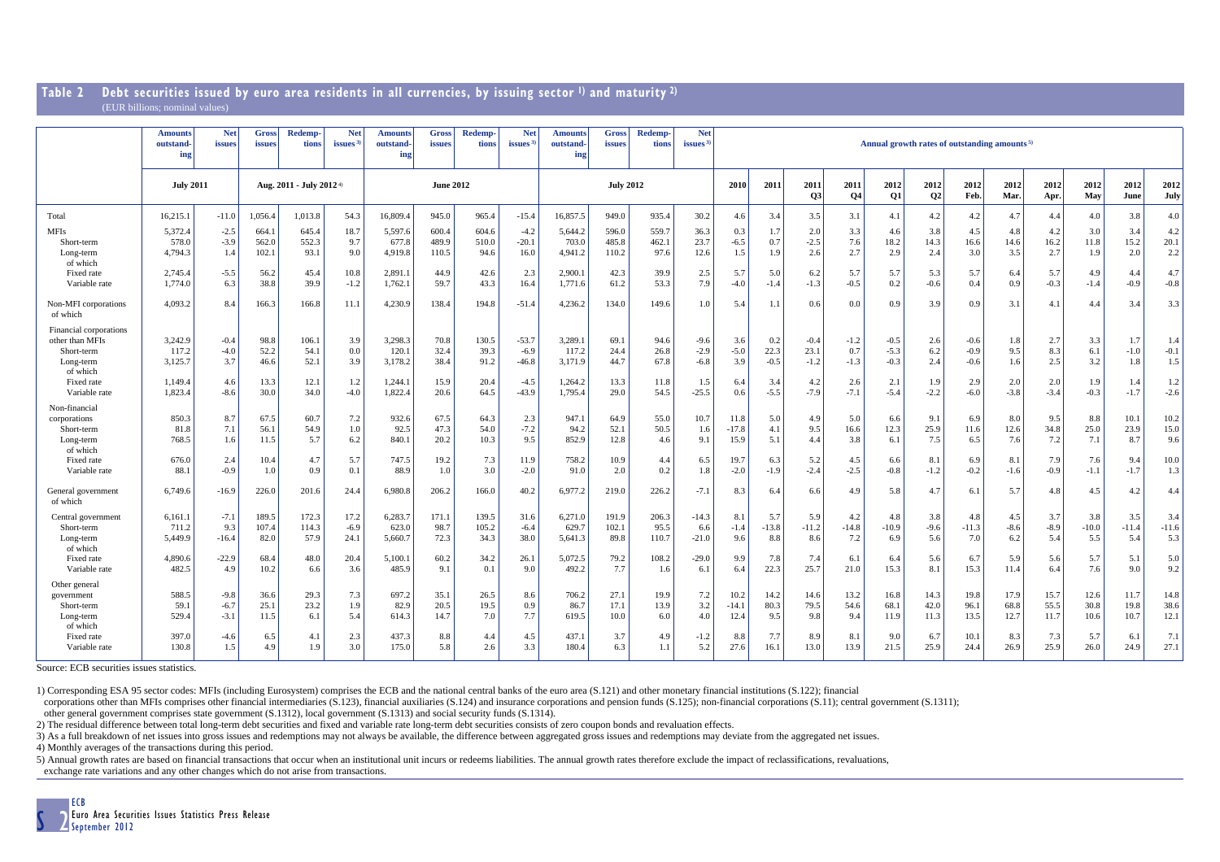## Table 2 Debt securities issued by euro area residents in all currencies, by issuing sector [1] and maturity [2]

(EUR billions; nominal values)

| | Amounts outstanding | Net issues | Gross issues | Redemptions | Net issues [3] | Amounts outstanding | Gross issues | Redemptions | Net issues [3] | Amounts outstanding | Gross issues | Redemptions | Net issues [3] | Annual growth rates of outstanding amounts [5] | | | | | | | | | | | | |
|---|---|---|---|---|---|---|---|---|---|---|---|---|---|---|---|---|---|---|---|---|---|---|---|---|---|---|
| | July 2011 | | Aug. 2011 - July 2012 [4] | | | June 2012 | | | | July 2012 | | | | 2010 | 2011 | 2011 Q3 | 2011 Q4 | 2012 Q1 | 2012 Q2 | 2012 Feb. | 2012 Mar. | 2012 Apr. | 2012 May | 2012 June | 2012 July |
| Total | 16,215.1 | -11.0 | 1,056.4 | 1,013.8 | 54.3 | 16,809.4 | 945.0 | 965.4 | -15.4 | 16,857.5 | 949.0 | 935.4 | 30.2 | 4.6 | 3.4 | 3.5 | 3.1 | 4.1 | 4.2 | 4.2 | 4.7 | 4.4 | 4.0 | 3.8 | 4.0 |
| MFIs | 5,372.4 | -2.5 | 664.1 | 645.4 | 18.7 | 5,597.6 | 600.4 | 604.6 | -4.2 | 5,644.2 | 596.0 | 559.7 | 36.3 | 0.3 | 1.7 | 2.0 | 3.3 | 4.6 | 3.8 | 4.5 | 4.8 | 4.2 | 3.0 | 3.4 | 4.2 |
| Short-term | 578.0 | -3.9 | 562.0 | 552.3 | 9.7 | 677.8 | 489.9 | 510.0 | -20.1 | 703.0 | 485.8 | 462.1 | 23.7 | -6.5 | 0.7 | -2.5 | 7.6 | 18.2 | 14.3 | 16.6 | 14.6 | 16.2 | 11.8 | 15.2 | 20.1 |
| Long-term | 4,794.3 | 1.4 | 102.1 | 93.1 | 9.0 | 4,919.8 | 110.5 | 94.6 | 16.0 | 4,941.2 | 110.2 | 97.6 | 12.6 | 1.5 | 1.9 | 2.6 | 2.7 | 2.9 | 2.4 | 3.0 | 3.5 | 2.7 | 1.9 | 2.0 | 2.2 |
| of which | | | | | | | | | | | | | | | | | | | | | | | | | |
| Fixed rate | 2,745.4 | -5.5 | 56.2 | 45.4 | 10.8 | 2,891.1 | 44.9 | 42.6 | 2.3 | 2,900.1 | 42.3 | 39.9 | 2.5 | 5.7 | 5.0 | 6.2 | 5.7 | 5.7 | 5.3 | 5.7 | 6.4 | 5.7 | 4.9 | 4.4 | 4.7 |
| Variable rate | 1,774.0 | 6.3 | 38.8 | 39.9 | -1.2 | 1,762.1 | 59.7 | 43.3 | 16.4 | 1,771.6 | 61.2 | 53.3 | 7.9 | -4.0 | -1.4 | -1.3 | -0.5 | 0.2 | -0.6 | 0.4 | 0.9 | -0.3 | -1.4 | -0.9 | -0.8 |
| Non-MFI corporations of which | 4,093.2 | 8.4 | 166.3 | 166.8 | 11.1 | 4,230.9 | 138.4 | 194.8 | -51.4 | 4,236.2 | 134.0 | 149.6 | 1.0 | 5.4 | 1.1 | 0.6 | 0.0 | 0.9 | 3.9 | 0.9 | 3.1 | 4.1 | 4.4 | 3.4 | 3.3 |
| Financial corporations other than MFIs | 3,242.9 | -0.4 | 98.8 | 106.1 | 3.9 | 3,298.3 | 70.8 | 130.5 | -53.7 | 3,289.1 | 69.1 | 94.6 | -9.6 | 3.6 | 0.2 | -0.4 | -1.2 | -0.5 | 2.6 | -0.6 | 1.8 | 2.7 | 3.3 | 1.7 | 1.4 |
| Short-term | 117.2 | -4.0 | 52.2 | 54.1 | 0.0 | 120.1 | 32.4 | 39.3 | -6.9 | 117.2 | 24.4 | 26.8 | -2.9 | -5.0 | 22.3 | 23.1 | 0.7 | -5.3 | 6.2 | -0.9 | 9.5 | 8.3 | 6.1 | -1.0 | -0.1 |
| Long-term | 3,125.7 | 3.7 | 46.6 | 52.1 | 3.9 | 3,178.2 | 38.4 | 91.2 | -46.8 | 3,171.9 | 44.7 | 67.8 | -6.8 | 3.9 | -0.5 | -1.2 | -1.3 | -0.3 | 2.4 | -0.6 | 1.6 | 2.5 | 3.2 | 1.8 | 1.5 |
| of which | | | | | | | | | | | | | | | | | | | | | | | | | |
| Fixed rate | 1,149.4 | 4.6 | 13.3 | 12.1 | 1.2 | 1,244.1 | 15.9 | 20.4 | -4.5 | 1,264.2 | 13.3 | 11.8 | 1.5 | 6.4 | 3.4 | 4.2 | 2.6 | 2.1 | 1.9 | 2.9 | 2.0 | 2.0 | 1.9 | 1.4 | 1.2 |
| Variable rate | 1,823.4 | -8.6 | 30.0 | 34.0 | -4.0 | 1,822.4 | 20.6 | 64.5 | -43.9 | 1,795.4 | 29.0 | 54.5 | -25.5 | 0.6 | -5.5 | -7.9 | -7.1 | -5.4 | -2.2 | -6.0 | -3.8 | -3.4 | -0.3 | -1.7 | -2.6 |
| Non-financial corporations | 850.3 | 8.7 | 67.5 | 60.7 | 7.2 | 932.6 | 67.5 | 64.3 | 2.3 | 947.1 | 64.9 | 55.0 | 10.7 | 11.8 | 5.0 | 4.9 | 5.0 | 6.6 | 9.1 | 6.9 | 8.0 | 9.5 | 8.8 | 10.1 | 10.2 |
| Short-term | 81.8 | 7.1 | 56.1 | 54.9 | 1.0 | 92.5 | 47.3 | 54.0 | -7.2 | 94.2 | 52.1 | 50.5 | 1.6 | -17.8 | 4.1 | 9.5 | 16.6 | 12.3 | 25.9 | 11.6 | 12.6 | 34.8 | 25.0 | 23.9 | 15.0 |
| Long-term | 768.5 | 1.6 | 11.5 | 5.7 | 6.2 | 840.1 | 20.2 | 10.3 | 9.5 | 852.9 | 12.8 | 4.6 | 9.1 | 15.9 | 5.1 | 4.4 | 3.8 | 6.1 | 7.5 | 6.5 | 7.6 | 7.2 | 7.1 | 8.7 | 9.6 |
| of which | | | | | | | | | | | | | | | | | | | | | | | | | |
| Fixed rate | 676.0 | 2.4 | 10.4 | 4.7 | 5.7 | 747.5 | 19.2 | 7.3 | 11.9 | 758.2 | 10.9 | 4.4 | 6.5 | 19.7 | 6.3 | 5.2 | 4.5 | 6.6 | 8.1 | 6.9 | 8.1 | 7.9 | 7.6 | 9.4 | 10.0 |
| Variable rate | 88.1 | -0.9 | 1.0 | 0.9 | 0.1 | 88.9 | 1.0 | 3.0 | -2.0 | 91.0 | 2.0 | 0.2 | 1.8 | -2.0 | -1.9 | -2.4 | -2.5 | -0.8 | -1.2 | -0.2 | -1.6 | -0.9 | -1.1 | -1.7 | 1.3 |
| General government of which | 6,749.6 | -16.9 | 226.0 | 201.6 | 24.4 | 6,980.8 | 206.2 | 166.0 | 40.2 | 6,977.2 | 219.0 | 226.2 | -7.1 | 8.3 | 6.4 | 6.6 | 4.9 | 5.8 | 4.7 | 6.1 | 5.7 | 4.8 | 4.5 | 4.2 | 4.4 |
| Central government | 6,161.1 | -7.1 | 189.5 | 172.3 | 17.2 | 6,283.7 | 171.1 | 139.5 | 31.6 | 6,271.0 | 191.9 | 206.3 | -14.3 | 8.1 | 5.7 | 5.9 | 4.2 | 4.8 | 3.8 | 4.8 | 4.5 | 3.7 | 3.8 | 3.5 | 3.4 |
| Short-term | 711.2 | 9.3 | 107.4 | 114.3 | -6.9 | 623.0 | 98.7 | 105.2 | -6.4 | 629.7 | 102.1 | 95.5 | 6.6 | -1.4 | -13.8 | -11.2 | -14.8 | -10.9 | -9.6 | -11.3 | -8.6 | -8.9 | -10.0 | -11.4 | -11.6 |
| Long-term | 5,449.9 | -16.4 | 82.0 | 57.9 | 24.1 | 5,660.7 | 72.3 | 34.3 | 38.0 | 5,641.3 | 89.8 | 110.7 | -21.0 | 9.6 | 8.8 | 8.6 | 7.2 | 6.9 | 5.6 | 7.0 | 6.2 | 5.4 | 5.5 | 5.4 | 5.3 |
| of which | | | | | | | | | | | | | | | | | | | | | | | | | |
| Fixed rate | 4,890.6 | -22.9 | 68.4 | 48.0 | 20.4 | 5,100.1 | 60.2 | 34.2 | 26.1 | 5,072.5 | 79.2 | 108.2 | -29.0 | 9.9 | 7.8 | 7.4 | 6.1 | 6.4 | 5.6 | 6.7 | 5.9 | 5.6 | 5.7 | 5.1 | 5.0 |
| Variable rate | 482.5 | 4.9 | 10.2 | 6.6 | 3.6 | 485.9 | 9.1 | 0.1 | 9.0 | 492.2 | 7.7 | 1.6 | 6.1 | 6.4 | 22.3 | 25.7 | 21.0 | 15.3 | 8.1 | 15.3 | 11.4 | 6.4 | 7.6 | 9.0 | 9.2 |
| Other general government | 588.5 | -9.8 | 36.6 | 29.3 | 7.3 | 697.2 | 35.1 | 26.5 | 8.6 | 706.2 | 27.1 | 19.9 | 7.2 | 10.2 | 14.2 | 14.6 | 13.2 | 16.8 | 14.3 | 19.8 | 17.9 | 15.7 | 12.6 | 11.7 | 14.8 |
| Short-term | 59.1 | -6.7 | 25.1 | 23.2 | 1.9 | 82.9 | 20.5 | 19.5 | 0.9 | 86.7 | 17.1 | 13.9 | 3.2 | -14.1 | 80.3 | 79.5 | 54.6 | 68.1 | 42.0 | 96.1 | 68.8 | 55.5 | 30.8 | 19.8 | 38.6 |
| Long-term | 529.4 | -3.1 | 11.5 | 6.1 | 5.4 | 614.3 | 14.7 | 7.0 | 7.7 | 619.5 | 10.0 | 6.0 | 4.0 | 12.4 | 9.5 | 9.8 | 9.4 | 11.9 | 11.3 | 13.5 | 12.7 | 11.7 | 10.6 | 10.7 | 12.1 |
| of which | | | | | | | | | | | | | | | | | | | | | | | | | |
| Fixed rate | 397.0 | -4.6 | 6.5 | 4.1 | 2.3 | 437.3 | 8.8 | 4.4 | 4.5 | 437.1 | 3.7 | 4.9 | -1.2 | 8.8 | 7.7 | 8.9 | 8.1 | 9.0 | 6.7 | 10.1 | 8.3 | 7.3 | 5.7 | 6.1 | 7.1 |
| Variable rate | 130.8 | 1.5 | 4.9 | 1.9 | 3.0 | 175.0 | 5.8 | 2.6 | 3.3 | 180.4 | 6.3 | 1.1 | 5.2 | 27.6 | 16.1 | 13.0 | 13.9 | 21.5 | 25.9 | 24.4 | 26.9 | 25.9 | 26.0 | 24.9 | 27.1 |

Source: ECB securities issues statistics.

1) Corresponding ESA 95 sector codes: MFIs (including Eurosystem) comprises the ECB and the national central banks of the euro area (S.121) and other monetary financial institutions (S.122); financial corporations other than MFIs comprises other financial intermediaries (S.123), financial auxiliaries (S.124) and insurance corporations and pension funds (S.125); non-financial corporations (S.11); central government (S.1311); other general government comprises state government (S.1312), local government (S.1313) and social security funds (S.1314).

2) The residual difference between total long-term debt securities and fixed and variable rate long-term debt securities consists of zero coupon bonds and revaluation effects.

3) As a full breakdown of net issues into gross issues and redemptions may not always be available, the difference between aggregated gross issues and redemptions may deviate from the aggregated net issues.

4) Monthly averages of the transactions during this period.

5) Annual growth rates are based on financial transactions that occur when an institutional unit incurs or redeems liabilities. The annual growth rates therefore exclude the impact of reclassifications, revaluations, exchange rate variations and any other changes which do not arise from transactions.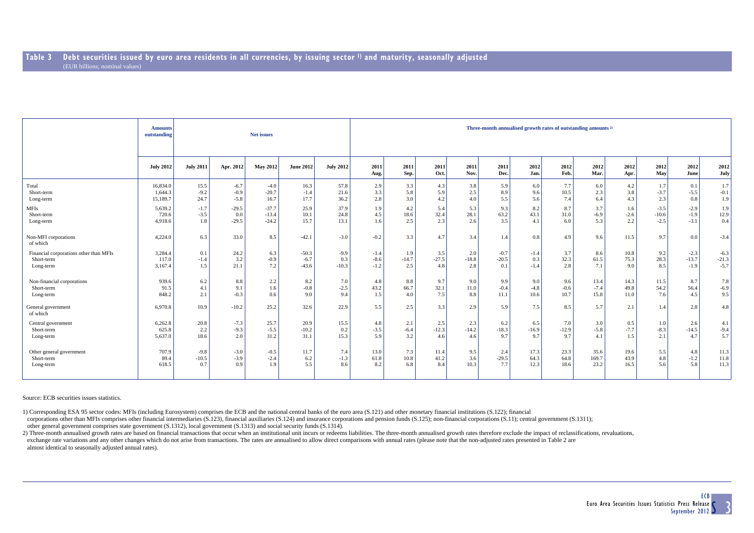## Table 3 Debt securities issued by euro area residents in all currencies, by issuing sector [1] and maturity, seasonally adjusted

(EUR billions; nominal values)

| | Amounts outstanding | Net issues | | | | | Three-month annualised growth rates of outstanding amounts [2] | | | | | | | | | | | |
|---|---|---|---|---|---|---|---|---|---|---|---|---|---|---|---|---|---|---|
| | July 2012 | July 2011 | Apr. 2012 | May 2012 | June 2012 | July 2012 | 2011 Aug. | 2011 Sep. | 2011 Oct. | 2011 Nov. | 2011 Dec. | 2012 Jan. | 2012 Feb. | 2012 Mar. | 2012 Apr. | 2012 May | 2012 June | 2012 July |
| Total | 16,834.0 | 15.5 | -6.7 | -4.0 | 16.3 | 57.8 | 2.9 | 3.3 | 4.3 | 3.8 | 5.9 | 6.0 | 7.7 | 6.0 | 4.2 | 1.7 | 0.1 | 1.7 |
| Short-term | 1,644.3 | -9.2 | -0.9 | -20.7 | -1.4 | 21.6 | 3.3 | 5.8 | 5.9 | 2.5 | 8.9 | 9.6 | 10.5 | 2.3 | 3.8 | -3.7 | -5.5 | -0.1 |
| Long-term | 15,189.7 | 24.7 | -5.8 | 16.7 | 17.7 | 36.2 | 2.8 | 3.0 | 4.2 | 4.0 | 5.5 | 5.6 | 7.4 | 6.4 | 4.3 | 2.3 | 0.8 | 1.9 |
| MFIs | 5,639.2 | -1.7 | -29.5 | -37.7 | 25.9 | 37.9 | 1.9 | 4.2 | 5.4 | 5.3 | 9.3 | 8.2 | 8.7 | 3.7 | 1.6 | -3.5 | -2.9 | 1.9 |
| Short-term | 720.6 | -3.5 | 0.0 | -13.4 | 10.1 | 24.8 | 4.5 | 18.6 | 32.4 | 28.1 | 63.2 | 43.1 | 31.0 | -6.9 | -2.6 | -10.6 | -1.9 | 12.9 |
| Long-term | 4,918.6 | 1.8 | -29.5 | -24.2 | 15.7 | 13.1 | 1.6 | 2.5 | 2.3 | 2.6 | 3.5 | 4.1 | 6.0 | 5.3 | 2.2 | -2.5 | -3.1 | 0.4 |
| Non-MFI corporations of which | 4,224.0 | 6.3 | 33.0 | 8.5 | -42.1 | -3.0 | -0.2 | 3.3 | 4.7 | 3.4 | 1.4 | 0.8 | 4.9 | 9.6 | 11.5 | 9.7 | 0.0 | -3.4 |
| Financial corporations other than MFIs | 3,284.4 | 0.1 | 24.2 | 6.3 | -50.3 | -9.9 | -1.4 | 1.9 | 3.5 | 2.0 | -0.7 | -1.4 | 3.7 | 8.6 | 10.8 | 9.2 | -2.3 | -6.3 |
| Short-term | 117.0 | -1.4 | 3.2 | -0.9 | -6.7 | 0.3 | -8.6 | -14.7 | -27.5 | -18.8 | -20.5 | 0.3 | 32.3 | 61.5 | 75.3 | 28.3 | -13.7 | -21.3 |
| Long-term | 3,167.4 | 1.5 | 21.1 | 7.2 | -43.6 | -10.3 | -1.2 | 2.5 | 4.8 | 2.8 | 0.1 | -1.4 | 2.8 | 7.1 | 9.0 | 8.5 | -1.9 | -5.7 |
| Non-financial corporations | 939.6 | 6.2 | 8.8 | 2.2 | 8.2 | 7.0 | 4.8 | 8.8 | 9.7 | 9.0 | 9.9 | 9.0 | 9.6 | 13.4 | 14.3 | 11.5 | 8.7 | 7.8 |
| Short-term | 91.5 | 4.1 | 9.1 | 1.6 | -0.8 | -2.5 | 43.2 | 66.7 | 32.1 | 11.0 | -0.4 | -4.8 | -0.6 | -7.4 | 49.8 | 54.2 | 56.4 | -6.9 |
| Long-term | 848.2 | 2.1 | -0.3 | 0.6 | 9.0 | 9.4 | 1.5 | 4.0 | 7.5 | 8.8 | 11.1 | 10.6 | 10.7 | 15.8 | 11.0 | 7.6 | 4.5 | 9.5 |
| General government of which | 6,970.8 | 10.9 | -10.2 | 25.2 | 32.6 | 22.9 | 5.5 | 2.5 | 3.3 | 2.9 | 5.9 | 7.5 | 8.5 | 5.7 | 2.1 | 1.4 | 2.8 | 4.8 |
| Central government | 6,262.8 | 20.8 | -7.3 | 25.7 | 20.9 | 15.5 | 4.8 | 2.1 | 2.5 | 2.3 | 6.2 | 6.5 | 7.0 | 3.0 | 0.5 | 1.0 | 2.6 | 4.1 |
| Short-term | 625.8 | 2.2 | -9.3 | -5.5 | -10.2 | 0.2 | -3.5 | -6.4 | -12.3 | -14.2 | -18.3 | -16.9 | -12.9 | -5.8 | -7.7 | -8.3 | -14.5 | -9.4 |
| Long-term | 5,637.0 | 18.6 | 2.0 | 31.2 | 31.1 | 15.3 | 5.9 | 3.2 | 4.6 | 4.6 | 9.7 | 9.7 | 9.7 | 4.1 | 1.5 | 2.1 | 4.7 | 5.7 |
| Other general government | 707.9 | -9.8 | -3.0 | -0.5 | 11.7 | 7.4 | 13.0 | 7.3 | 11.4 | 9.5 | 2.4 | 17.3 | 23.3 | 35.6 | 19.6 | 5.5 | 4.8 | 11.3 |
| Short-term | 89.4 | -10.5 | -3.9 | -2.4 | 6.2 | -1.3 | 61.8 | 10.8 | 41.2 | 3.6 | -29.5 | 64.3 | 64.8 | 169.7 | 43.9 | 4.8 | -1.2 | 11.8 |
| Long-term | 618.5 | 0.7 | 0.9 | 1.9 | 5.5 | 8.6 | 8.2 | 6.8 | 8.4 | 10.3 | 7.7 | 12.3 | 18.6 | 23.2 | 16.5 | 5.6 | 5.8 | 11.3 |

Source: ECB securities issues statistics.

1) Corresponding ESA 95 sector codes: MFIs (including Eurosystem) comprises the ECB and the national central banks of the euro area (S.121) and other monetary financial institutions (S.122); financial corporations other than MFIs comprises other financial intermediaries (S.123), financial auxiliaries (S.124) and insurance corporations and pension funds (S.125); non-financial corporations (S.11); central government (S.1311); other general government comprises state government (S.1312), local government (S.1313) and social security funds (S.1314).

2) Three-month annualised growth rates are based on financial transactions that occur when an institutional unit incurs or redeems liabilities. The three-month annualised growth rates therefore exclude the impact of reclassifications, revaluations, exchange rate variations and any other changes which do not arise from transactions. The rates are annualised to allow direct comparisons with annual rates (please note that the non-adjusted rates presented in Table 2 are almost identical to seasonally adjusted annual rates).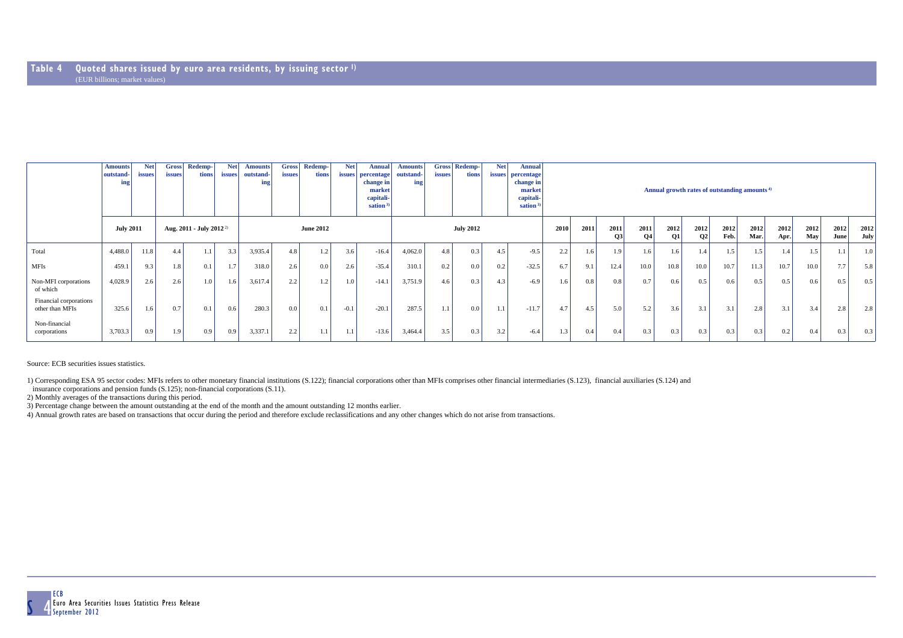## Table 4 Quoted shares issued by euro area residents, by issuing sector [1]

(EUR billions; market values)

| | Amounts outstanding | Net issues | Gross issues | Redemptions | Net issues | Amounts outstanding | Gross issues | Redemptions | Net issues | Annual percentage change in market capitalisation [3] | Amounts outstanding | Gross issues | Redemptions | Net issues | Annual percentage change in market capitalisation [3] | Annual growth rates of outstanding amounts [4] | | | | | | | | | | | |
|---|---|---|---|---|---|---|---|---|---|---|---|---|---|---|---|---|---|---|---|---|---|---|---|---|---|---|---|
| | July 2011 | | Aug. 2011 - July 2012 [2] | | | June 2012 | | | | | July 2012 | | | | | 2010 | 2011 | 2011 Q3 | 2011 Q4 | 2012 Q1 | 2012 Q2 | 2012 Feb. | 2012 Mar. | 2012 Apr. | 2012 May | 2012 June | 2012 July |
| Total | 4,488.0 | 11.8 | 4.4 | 1.1 | 3.3 | 3,935.4 | 4.8 | 1.2 | 3.6 | -16.4 | 4,062.0 | 4.8 | 0.3 | 4.5 | -9.5 | 2.2 | 1.6 | 1.9 | 1.6 | 1.6 | 1.4 | 1.5 | 1.5 | 1.4 | 1.5 | 1.1 | 1.0 |
| MFIs | 459.1 | 9.3 | 1.8 | 0.1 | 1.7 | 318.0 | 2.6 | 0.0 | 2.6 | -35.4 | 310.1 | 0.2 | 0.0 | 0.2 | -32.5 | 6.7 | 9.1 | 12.4 | 10.0 | 10.8 | 10.0 | 10.7 | 11.3 | 10.7 | 10.0 | 7.7 | 5.8 |
| Non-MFI corporations of which | 4,028.9 | 2.6 | 2.6 | 1.0 | 1.6 | 3,617.4 | 2.2 | 1.2 | 1.0 | -14.1 | 3,751.9 | 4.6 | 0.3 | 4.3 | -6.9 | 1.6 | 0.8 | 0.8 | 0.7 | 0.6 | 0.5 | 0.6 | 0.5 | 0.5 | 0.6 | 0.5 | 0.5 |
| Financial corporations other than MFIs | 325.6 | 1.6 | 0.7 | 0.1 | 0.6 | 280.3 | 0.0 | 0.1 | -0.1 | -20.1 | 287.5 | 1.1 | 0.0 | 1.1 | -11.7 | 4.7 | 4.5 | 5.0 | 5.2 | 3.6 | 3.1 | 3.1 | 2.8 | 3.1 | 3.4 | 2.8 | 2.8 |
| Non-financial corporations | 3,703.3 | 0.9 | 1.9 | 0.9 | 0.9 | 3,337.1 | 2.2 | 1.1 | 1.1 | -13.6 | 3,464.4 | 3.5 | 0.3 | 3.2 | -6.4 | 1.3 | 0.4 | 0.4 | 0.3 | 0.3 | 0.3 | 0.3 | 0.3 | 0.2 | 0.4 | 0.3 | 0.3 |

Source: ECB securities issues statistics.

1) Corresponding ESA 95 sector codes: MFIs refers to other monetary financial institutions (S.122); financial corporations other than MFIs comprises other financial intermediaries (S.123), financial auxiliaries (S.124) and insurance corporations and pension funds (S.125); non-financial corporations (S.11).
2) Monthly averages of the transactions during this period.
3) Percentage change between the amount outstanding at the end of the month and the amount outstanding 12 months earlier.
4) Annual growth rates are based on transactions that occur during the period and therefore exclude reclassifications and any other changes which do not arise from transactions.